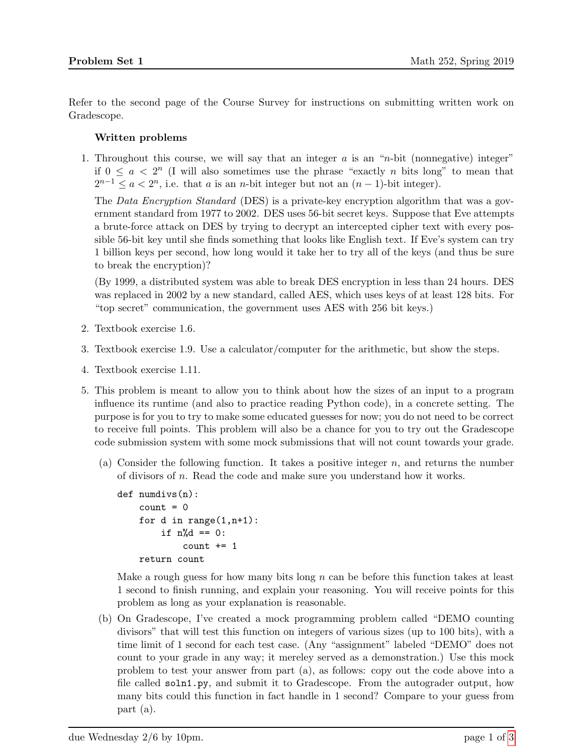Refer to the second page of the Course Survey for instructions on submitting written work on Gradescope.

**Written problems**

1. Throughout this course, we will say that an integer $a$ is an "$n$-bit (nonnegative) integer" if $0 \leq a < 2^n$ (I will also sometimes use the phrase "exactly $n$ bits long" to mean that $2^{n-1} \leq a < 2^n$, i.e. that $a$ is an $n$-bit integer but not an $(n-1)$-bit integer).

   The *Data Encryption Standard* (DES) is a private-key encryption algorithm that was a government standard from 1977 to 2002. DES uses 56-bit secret keys. Suppose that Eve attempts a brute-force attack on DES by trying to decrypt an intercepted cipher text with every possible 56-bit key until she finds something that looks like English text. If Eve's system can try 1 billion keys per second, how long would it take her to try all of the keys (and thus be sure to break the encryption)?

   (By 1999, a distributed system was able to break DES encryption in less than 24 hours. DES was replaced in 2002 by a new standard, called AES, which uses keys of at least 128 bits. For "top secret" communication, the government uses AES with 256 bit keys.)

2. Textbook exercise 1.6.

3. Textbook exercise 1.9. Use a calculator/computer for the arithmetic, but show the steps.

4. Textbook exercise 1.11.

5. This problem is meant to allow you to think about how the sizes of an input to a program influence its runtime (and also to practice reading Python code), in a concrete setting. The purpose is for you to try to make some educated guesses for now; you do not need to be correct to receive full points. This problem will also be a chance for you to try out the Gradescope code submission system with some mock submissions that will not count towards your grade.

   (a) Consider the following function. It takes a positive integer $n$, and returns the number of divisors of $n$. Read the code and make sure you understand how it works.

   ```
   def numdivs(n):
       count = 0
       for d in range(1,n+1):
           if n%d == 0:
               count += 1
       return count
   ```

   Make a rough guess for how many bits long $n$ can be before this function takes at least 1 second to finish running, and explain your reasoning. You will receive points for this problem as long as your explanation is reasonable.

   (b) On Gradescope, I've created a mock programming problem called "DEMO counting divisors" that will test this function on integers of various sizes (up to 100 bits), with a time limit of 1 second for each test case. (Any "assignment" labeled "DEMO" does not count to your grade in any way; it mereley served as a demonstration.) Use this mock problem to test your answer from part (a), as follows: copy out the code above into a file called `soln1.py`, and submit it to Gradescope. From the autograder output, how many bits could this function in fact handle in 1 second? Compare to your guess from part (a).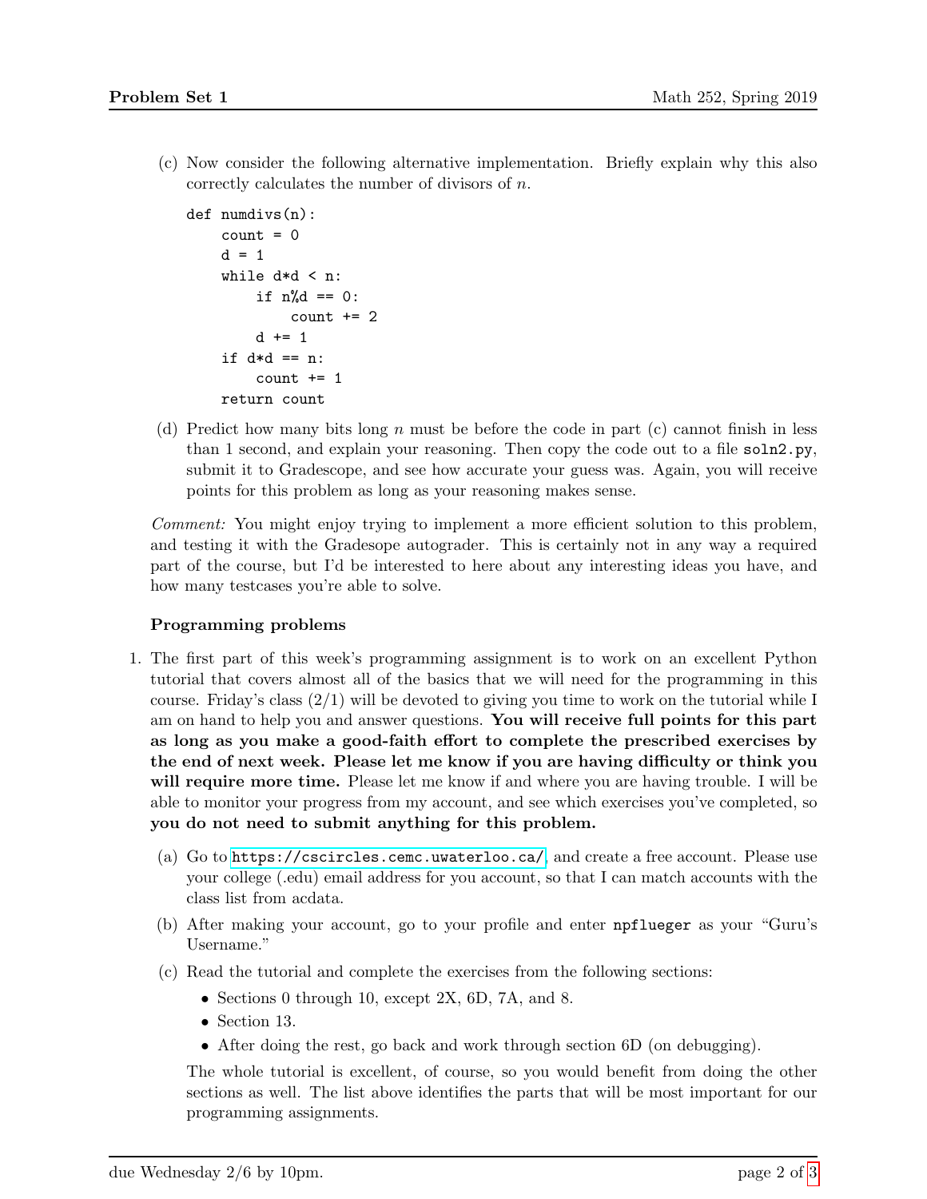(c) Now consider the following alternative implementation. Briefly explain why this also correctly calculates the number of divisors of $n$.

```
def numdivs(n):
    count = 0
    d = 1
    while d*d < n:
        if n%d == 0:
            count += 2
        d += 1
    if d*d == n:
        count += 1
    return count
```

(d) Predict how many bits long $n$ must be before the code in part (c) cannot finish in less than 1 second, and explain your reasoning. Then copy the code out to a file `soln2.py`, submit it to Gradescope, and see how accurate your guess was. Again, you will receive points for this problem as long as your reasoning makes sense.

*Comment:* You might enjoy trying to implement a more efficient solution to this problem, and testing it with the Gradesope autograder. This is certainly not in any way a required part of the course, but I'd be interested to here about any interesting ideas you have, and how many testcases you're able to solve.

**Programming problems**

1. The first part of this week's programming assignment is to work on an excellent Python tutorial that covers almost all of the basics that we will need for the programming in this course. Friday's class (2/1) will be devoted to giving you time to work on the tutorial while I am on hand to help you and answer questions. **You will receive full points for this part as long as you make a good-faith effort to complete the prescribed exercises by the end of next week. Please let me know if you are having difficulty or think you will require more time.** Please let me know if and where you are having trouble. I will be able to monitor your progress from my account, and see which exercises you've completed, so **you do not need to submit anything for this problem.**

   (a) Go to `https://cscircles.cemc.uwaterloo.ca/`, and create a free account. Please use your college (.edu) email address for you account, so that I can match accounts with the class list from acdata.

   (b) After making your account, go to your profile and enter `npflueger` as your "Guru's Username."

   (c) Read the tutorial and complete the exercises from the following sections:

   - Sections 0 through 10, except 2X, 6D, 7A, and 8.
   - Section 13.
   - After doing the rest, go back and work through section 6D (on debugging).

   The whole tutorial is excellent, of course, so you would benefit from doing the other sections as well. The list above identifies the parts that will be most important for our programming assignments.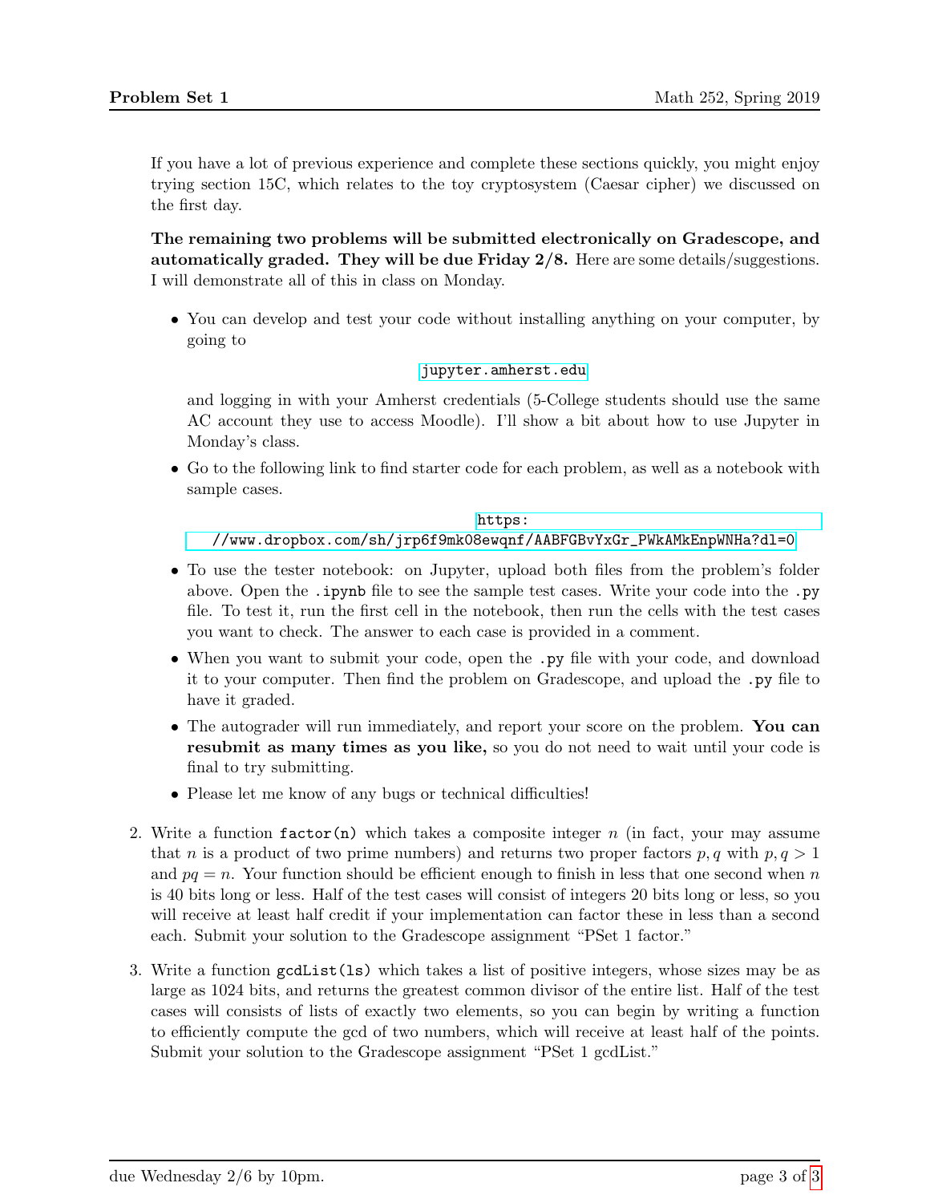If you have a lot of previous experience and complete these sections quickly, you might enjoy trying section 15C, which relates to the toy cryptosystem (Caesar cipher) we discussed on the first day.

**The remaining two problems will be submitted electronically on Gradescope, and automatically graded. They will be due Friday 2/8.** Here are some details/suggestions. I will demonstrate all of this in class on Monday.

- You can develop and test your code without installing anything on your computer, by going to

  `jupyter.amherst.edu`

  and logging in with your Amherst credentials (5-College students should use the same AC account they use to access Moodle). I'll show a bit about how to use Jupyter in Monday's class.

- Go to the following link to find starter code for each problem, as well as a notebook with sample cases.

  `https://www.dropbox.com/sh/jrp6f9mk08ewqnf/AABFGBvYxGr_PWkAMkEnpWNHa?dl=0`

- To use the tester notebook: on Jupyter, upload both files from the problem's folder above. Open the `.ipynb` file to see the sample test cases. Write your code into the `.py` file. To test it, run the first cell in the notebook, then run the cells with the test cases you want to check. The answer to each case is provided in a comment.

- When you want to submit your code, open the `.py` file with your code, and download it to your computer. Then find the problem on Gradescope, and upload the `.py` file to have it graded.

- The autograder will run immediately, and report your score on the problem. **You can resubmit as many times as you like,** so you do not need to wait until your code is final to try submitting.

- Please let me know of any bugs or technical difficulties!

2. Write a function `factor(n)` which takes a composite integer $n$ (in fact, your may assume that $n$ is a product of two prime numbers) and returns two proper factors $p, q$ with $p, q > 1$ and $pq = n$. Your function should be efficient enough to finish in less that one second when $n$ is 40 bits long or less. Half of the test cases will consist of integers 20 bits long or less, so you will receive at least half credit if your implementation can factor these in less than a second each. Submit your solution to the Gradescope assignment "PSet 1 factor."

3. Write a function `gcdList(ls)` which takes a list of positive integers, whose sizes may be as large as 1024 bits, and returns the greatest common divisor of the entire list. Half of the test cases will consists of lists of exactly two elements, so you can begin by writing a function to efficiently compute the gcd of two numbers, which will receive at least half of the points. Submit your solution to the Gradescope assignment "PSet 1 gcdList."